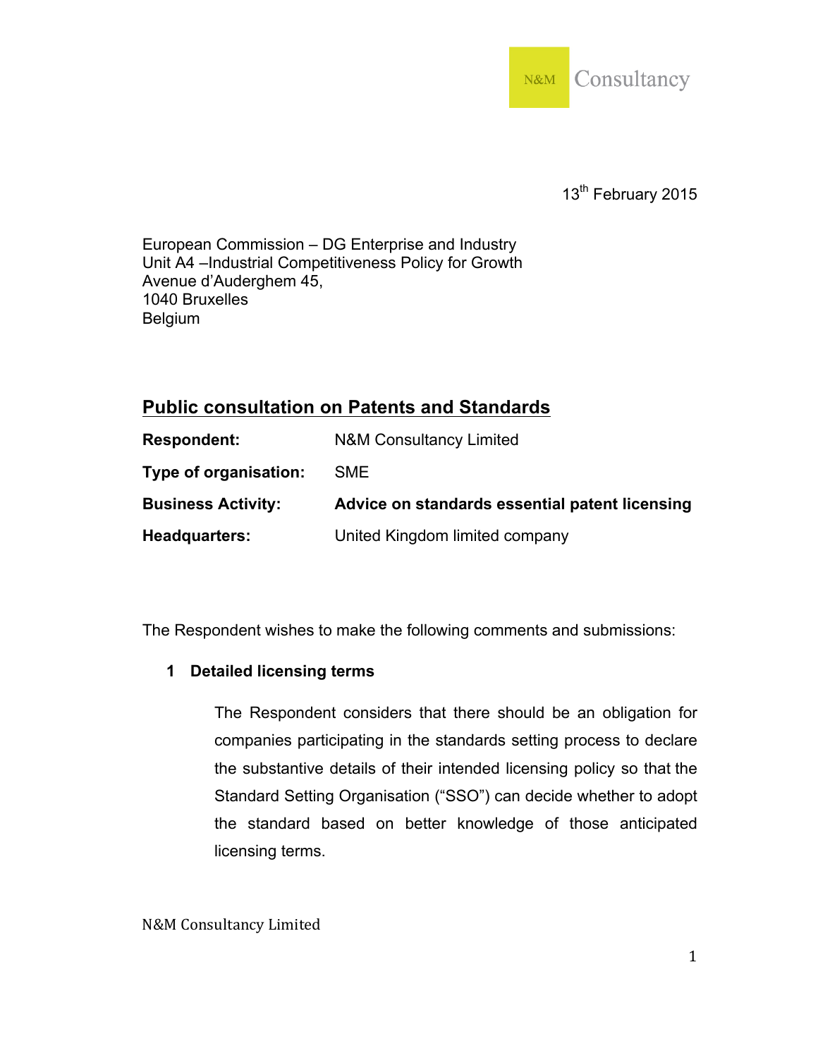N&M Consultancy

13th February 2015

European Commission – DG Enterprise and Industry
Unit A4 –Industrial Competitiveness Policy for Growth
Avenue d'Auderghem 45,
1040 Bruxelles
Belgium

## Public consultation on Patents and Standards

| | |
|---|---|
| **Respondent:** | N&M Consultancy Limited |
| **Type of organisation:** | SME |
| **Business Activity:** | **Advice on standards essential patent licensing** |
| **Headquarters:** | United Kingdom limited company |

The Respondent wishes to make the following comments and submissions:

### 1 Detailed licensing terms

The Respondent considers that there should be an obligation for companies participating in the standards setting process to declare the substantive details of their intended licensing policy so that the Standard Setting Organisation ("SSO") can decide whether to adopt the standard based on better knowledge of those anticipated licensing terms.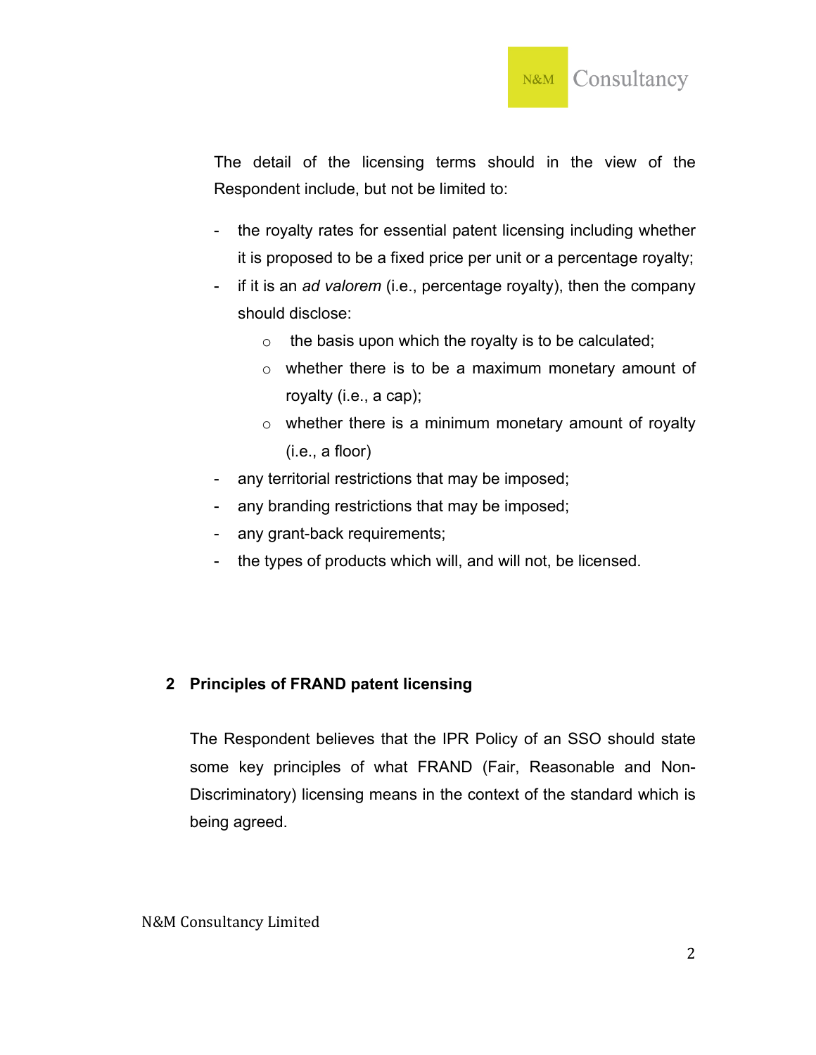The detail of the licensing terms should in the view of the Respondent include, but not be limited to:

- the royalty rates for essential patent licensing including whether it is proposed to be a fixed price per unit or a percentage royalty;
- if it is an *ad valorem* (i.e., percentage royalty), then the company should disclose:
  - the basis upon which the royalty is to be calculated;
  - whether there is to be a maximum monetary amount of royalty (i.e., a cap);
  - whether there is a minimum monetary amount of royalty (i.e., a floor)
- any territorial restrictions that may be imposed;
- any branding restrictions that may be imposed;
- any grant-back requirements;
- the types of products which will, and will not, be licensed.

## 2 Principles of FRAND patent licensing

The Respondent believes that the IPR Policy of an SSO should state some key principles of what FRAND (Fair, Reasonable and Non-Discriminatory) licensing means in the context of the standard which is being agreed.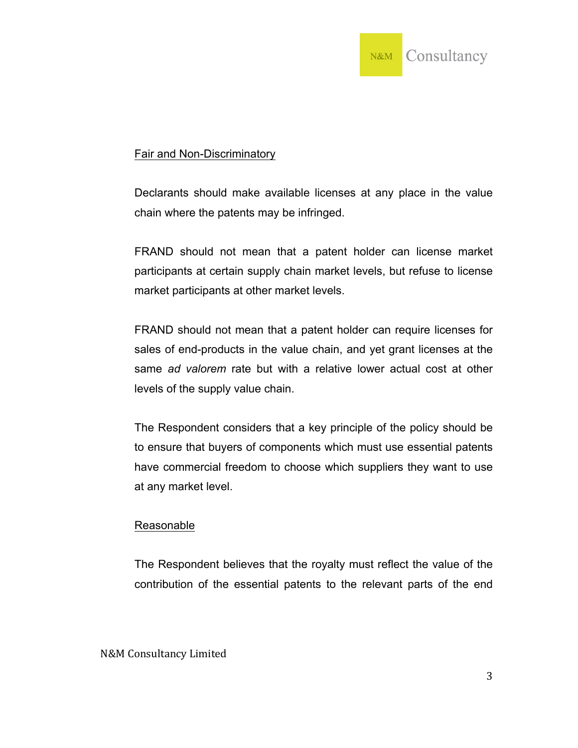Fair and Non-Discriminatory

Declarants should make available licenses at any place in the value chain where the patents may be infringed.

FRAND should not mean that a patent holder can license market participants at certain supply chain market levels, but refuse to license market participants at other market levels.

FRAND should not mean that a patent holder can require licenses for sales of end-products in the value chain, and yet grant licenses at the same *ad valorem* rate but with a relative lower actual cost at other levels of the supply value chain.

The Respondent considers that a key principle of the policy should be to ensure that buyers of components which must use essential patents have commercial freedom to choose which suppliers they want to use at any market level.

Reasonable

The Respondent believes that the royalty must reflect the value of the contribution of the essential patents to the relevant parts of the end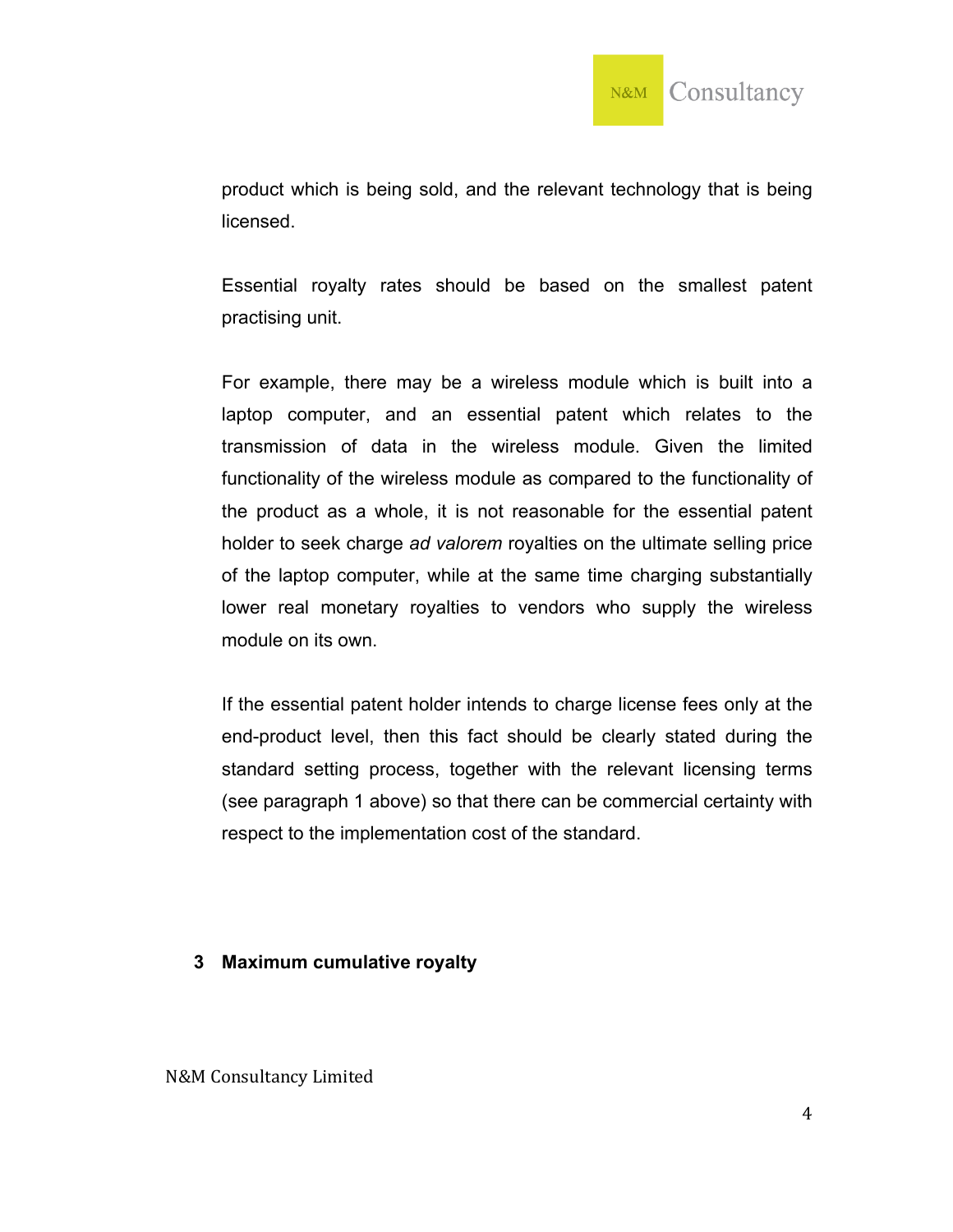product which is being sold, and the relevant technology that is being licensed.

Essential royalty rates should be based on the smallest patent practising unit.

For example, there may be a wireless module which is built into a laptop computer, and an essential patent which relates to the transmission of data in the wireless module. Given the limited functionality of the wireless module as compared to the functionality of the product as a whole, it is not reasonable for the essential patent holder to seek charge *ad valorem* royalties on the ultimate selling price of the laptop computer, while at the same time charging substantially lower real monetary royalties to vendors who supply the wireless module on its own.

If the essential patent holder intends to charge license fees only at the end-product level, then this fact should be clearly stated during the standard setting process, together with the relevant licensing terms (see paragraph 1 above) so that there can be commercial certainty with respect to the implementation cost of the standard.

## 3 Maximum cumulative royalty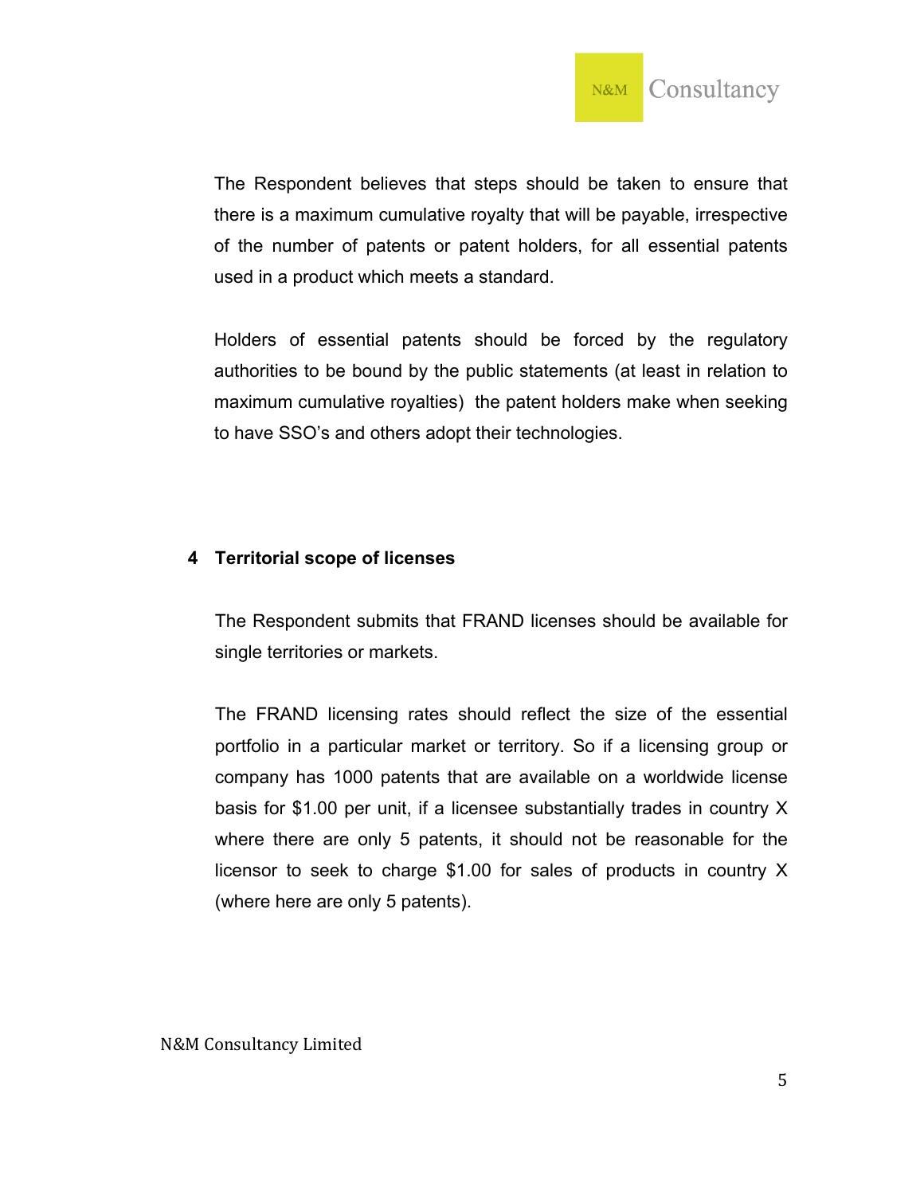The Respondent believes that steps should be taken to ensure that there is a maximum cumulative royalty that will be payable, irrespective of the number of patents or patent holders, for all essential patents used in a product which meets a standard.

Holders of essential patents should be forced by the regulatory authorities to be bound by the public statements (at least in relation to maximum cumulative royalties) the patent holders make when seeking to have SSO's and others adopt their technologies.

## 4 Territorial scope of licenses

The Respondent submits that FRAND licenses should be available for single territories or markets.

The FRAND licensing rates should reflect the size of the essential portfolio in a particular market or territory. So if a licensing group or company has 1000 patents that are available on a worldwide license basis for $1.00 per unit, if a licensee substantially trades in country X where there are only 5 patents, it should not be reasonable for the licensor to seek to charge $1.00 for sales of products in country X (where here are only 5 patents).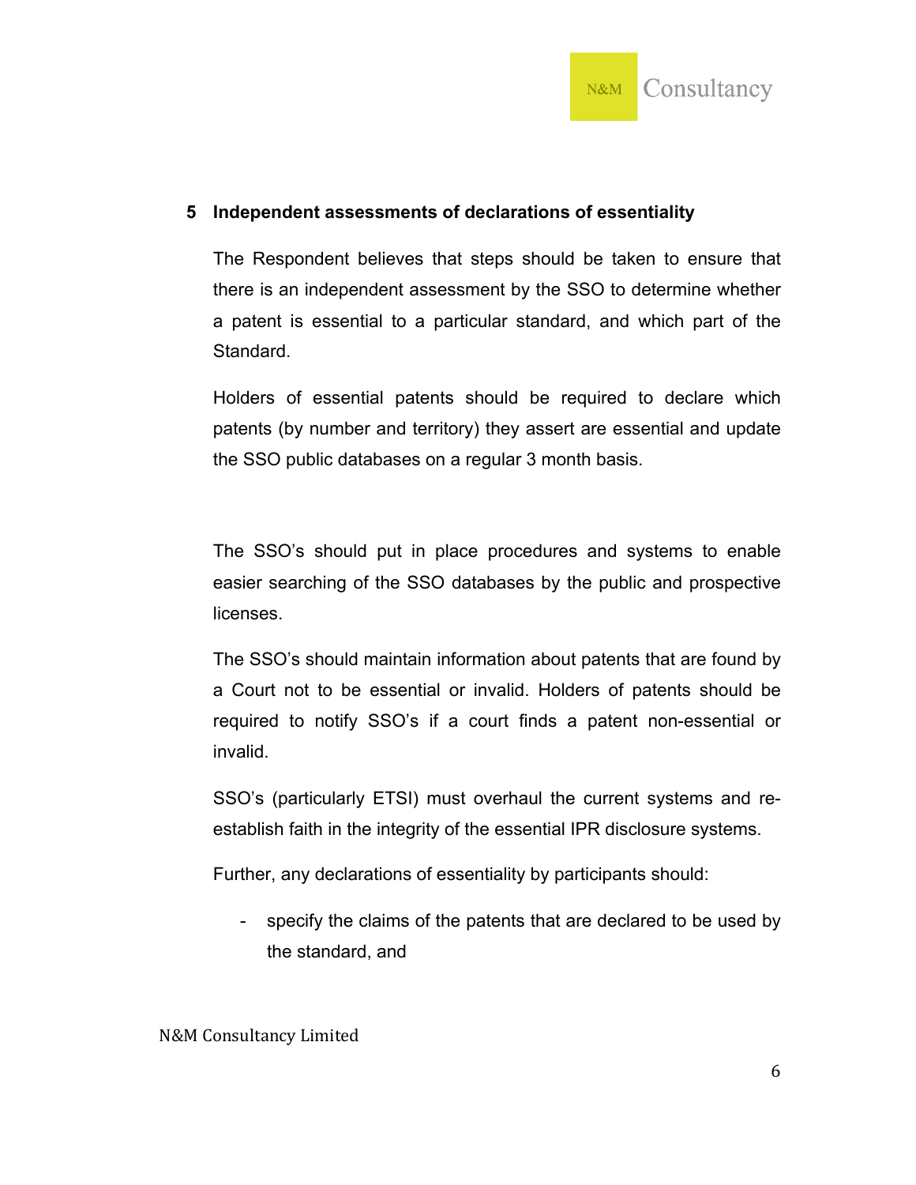## 5 Independent assessments of declarations of essentiality

The Respondent believes that steps should be taken to ensure that there is an independent assessment by the SSO to determine whether a patent is essential to a particular standard, and which part of the Standard.

Holders of essential patents should be required to declare which patents (by number and territory) they assert are essential and update the SSO public databases on a regular 3 month basis.

The SSO's should put in place procedures and systems to enable easier searching of the SSO databases by the public and prospective licenses.

The SSO's should maintain information about patents that are found by a Court not to be essential or invalid. Holders of patents should be required to notify SSO's if a court finds a patent non-essential or invalid.

SSO's (particularly ETSI) must overhaul the current systems and re-establish faith in the integrity of the essential IPR disclosure systems.

Further, any declarations of essentiality by participants should:

- specify the claims of the patents that are declared to be used by the standard, and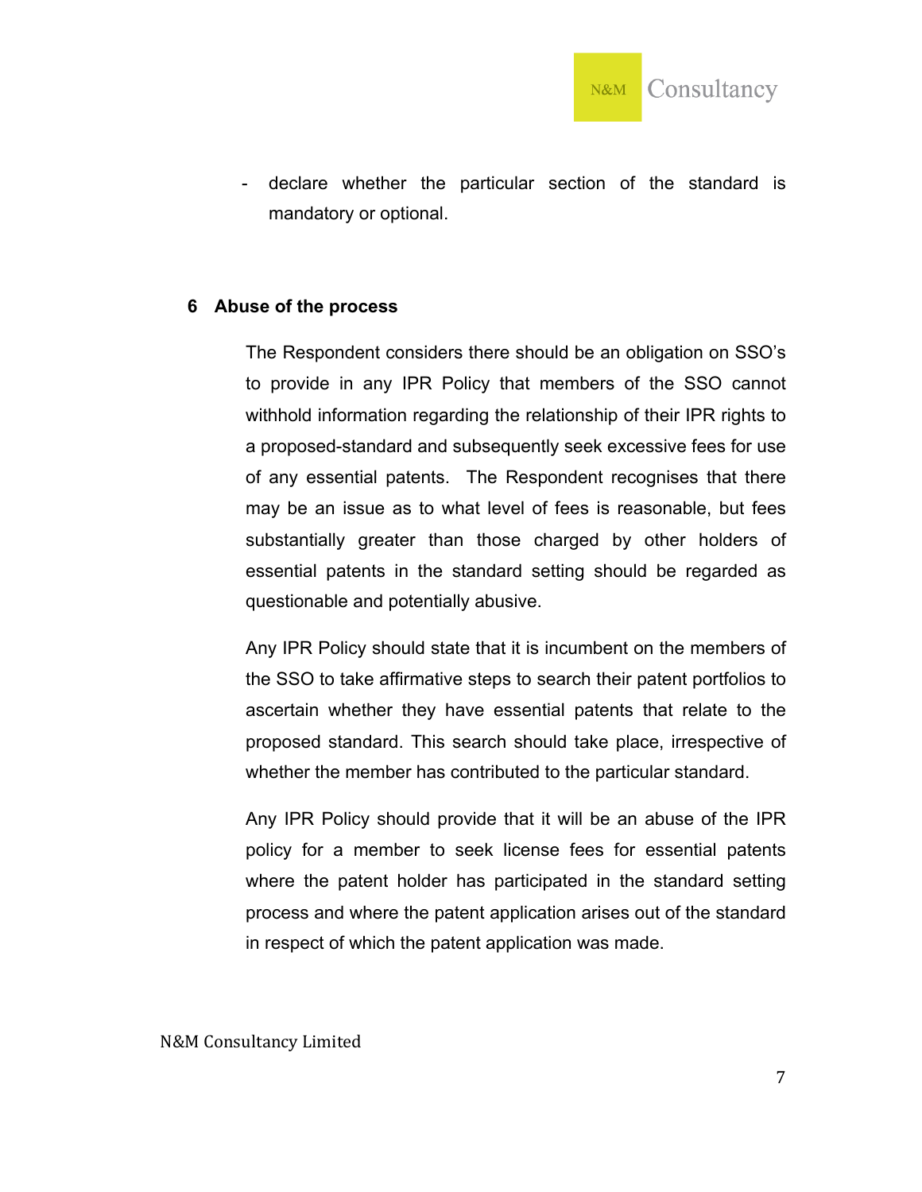- declare whether the particular section of the standard is mandatory or optional.

## 6 Abuse of the process

The Respondent considers there should be an obligation on SSO's to provide in any IPR Policy that members of the SSO cannot withhold information regarding the relationship of their IPR rights to a proposed-standard and subsequently seek excessive fees for use of any essential patents. The Respondent recognises that there may be an issue as to what level of fees is reasonable, but fees substantially greater than those charged by other holders of essential patents in the standard setting should be regarded as questionable and potentially abusive.

Any IPR Policy should state that it is incumbent on the members of the SSO to take affirmative steps to search their patent portfolios to ascertain whether they have essential patents that relate to the proposed standard. This search should take place, irrespective of whether the member has contributed to the particular standard.

Any IPR Policy should provide that it will be an abuse of the IPR policy for a member to seek license fees for essential patents where the patent holder has participated in the standard setting process and where the patent application arises out of the standard in respect of which the patent application was made.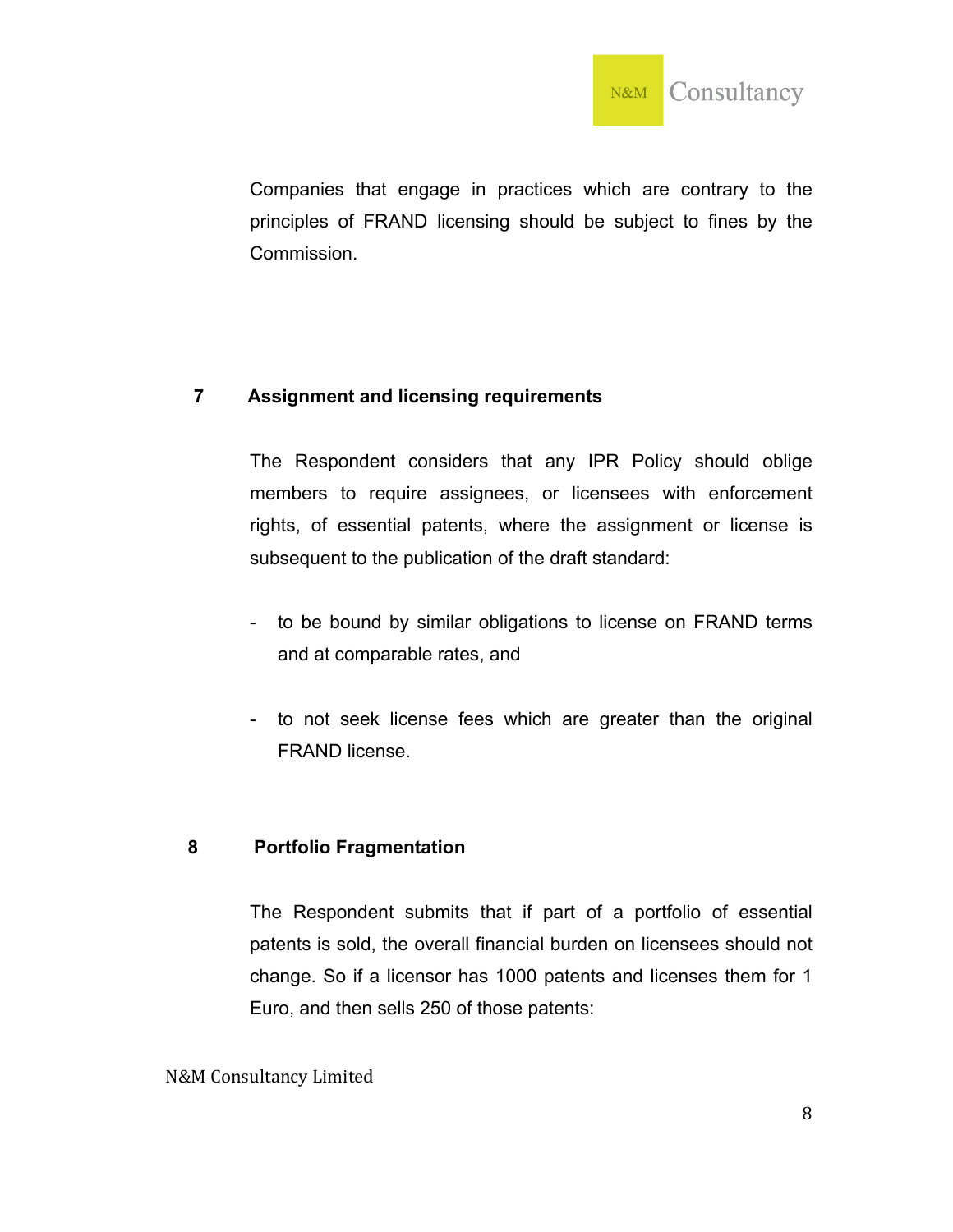Companies that engage in practices which are contrary to the principles of FRAND licensing should be subject to fines by the Commission.

## 7 Assignment and licensing requirements

The Respondent considers that any IPR Policy should oblige members to require assignees, or licensees with enforcement rights, of essential patents, where the assignment or license is subsequent to the publication of the draft standard:

- to be bound by similar obligations to license on FRAND terms and at comparable rates, and

- to not seek license fees which are greater than the original FRAND license.

## 8 Portfolio Fragmentation

The Respondent submits that if part of a portfolio of essential patents is sold, the overall financial burden on licensees should not change. So if a licensor has 1000 patents and licenses them for 1 Euro, and then sells 250 of those patents: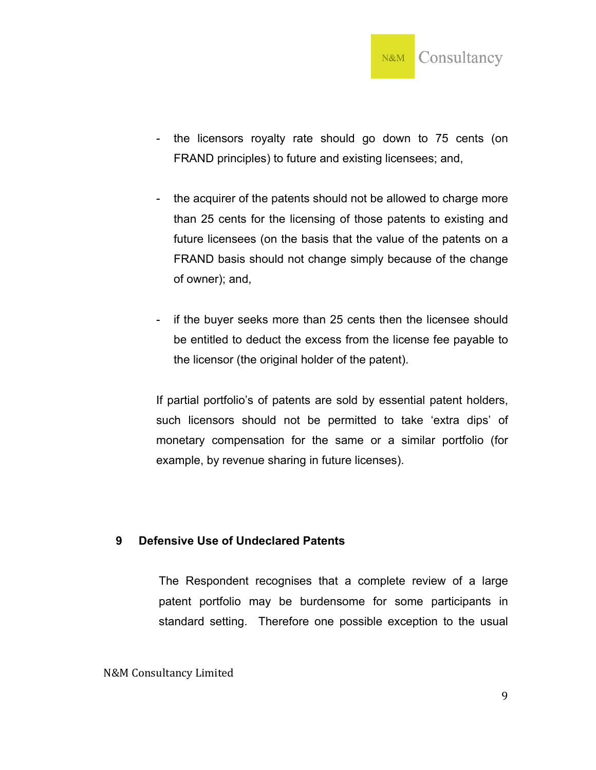- the licensors royalty rate should go down to 75 cents (on FRAND principles) to future and existing licensees; and,

- the acquirer of the patents should not be allowed to charge more than 25 cents for the licensing of those patents to existing and future licensees (on the basis that the value of the patents on a FRAND basis should not change simply because of the change of owner); and,

- if the buyer seeks more than 25 cents then the licensee should be entitled to deduct the excess from the license fee payable to the licensor (the original holder of the patent).

If partial portfolio's of patents are sold by essential patent holders, such licensors should not be permitted to take 'extra dips' of monetary compensation for the same or a similar portfolio (for example, by revenue sharing in future licenses).

## 9 Defensive Use of Undeclared Patents

The Respondent recognises that a complete review of a large patent portfolio may be burdensome for some participants in standard setting. Therefore one possible exception to the usual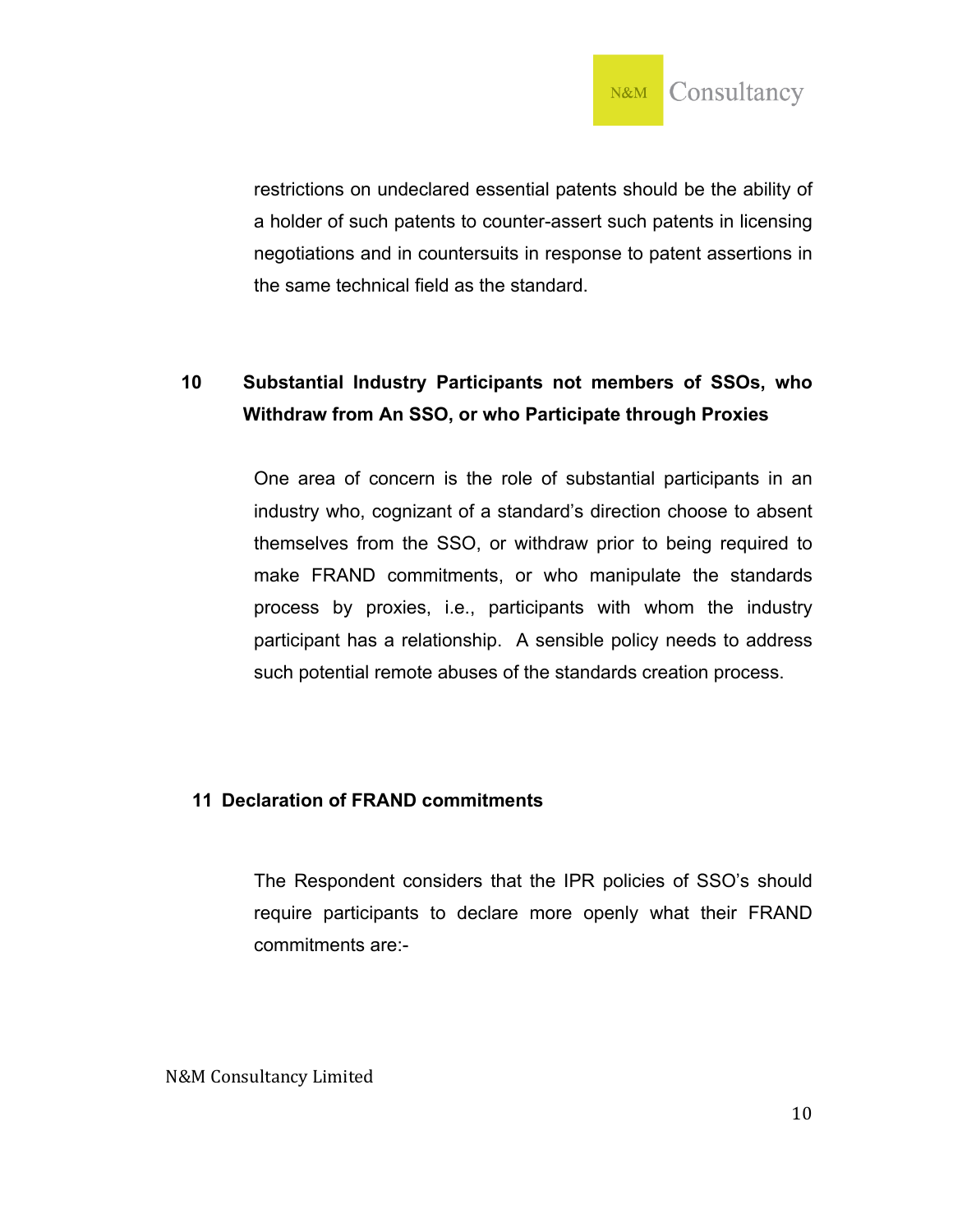restrictions on undeclared essential patents should be the ability of a holder of such patents to counter-assert such patents in licensing negotiations and in countersuits in response to patent assertions in the same technical field as the standard.

## 10 Substantial Industry Participants not members of SSOs, who Withdraw from An SSO, or who Participate through Proxies

One area of concern is the role of substantial participants in an industry who, cognizant of a standard's direction choose to absent themselves from the SSO, or withdraw prior to being required to make FRAND commitments, or who manipulate the standards process by proxies, i.e., participants with whom the industry participant has a relationship. A sensible policy needs to address such potential remote abuses of the standards creation process.

## 11 Declaration of FRAND commitments

The Respondent considers that the IPR policies of SSO's should require participants to declare more openly what their FRAND commitments are:-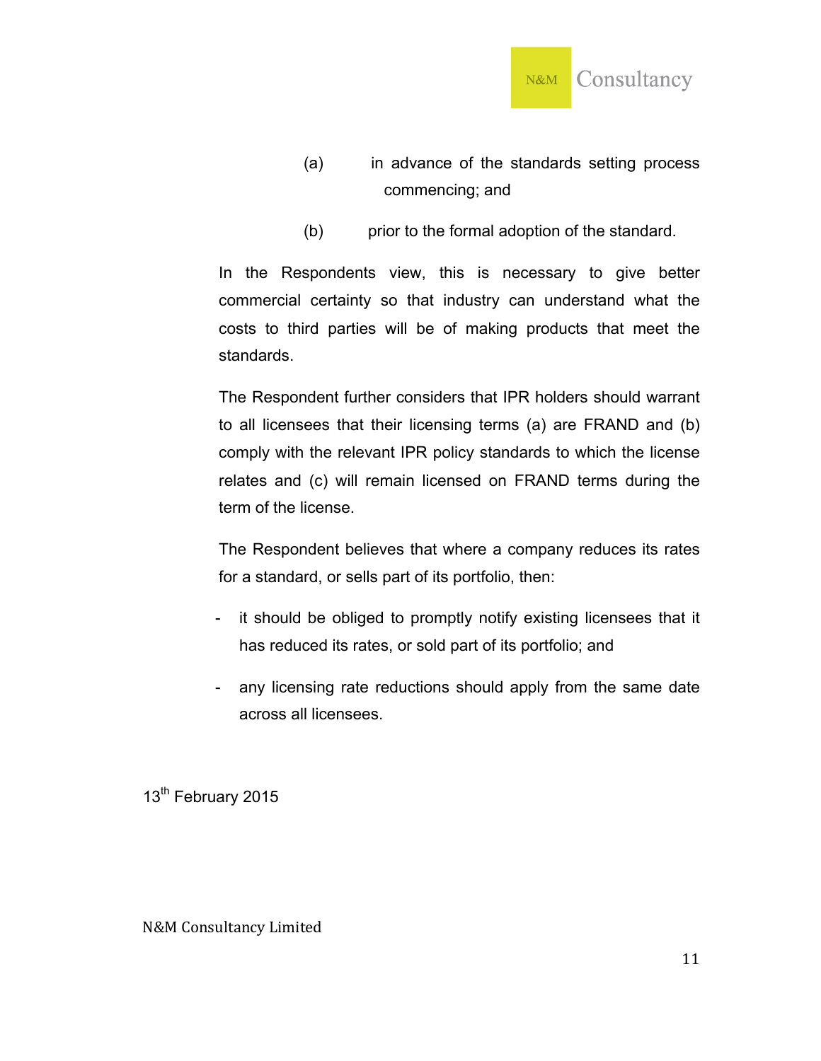(a) in advance of the standards setting process commencing; and

(b) prior to the formal adoption of the standard.

In the Respondents view, this is necessary to give better commercial certainty so that industry can understand what the costs to third parties will be of making products that meet the standards.

The Respondent further considers that IPR holders should warrant to all licensees that their licensing terms (a) are FRAND and (b) comply with the relevant IPR policy standards to which the license relates and (c) will remain licensed on FRAND terms during the term of the license.

The Respondent believes that where a company reduces its rates for a standard, or sells part of its portfolio, then:

- it should be obliged to promptly notify existing licensees that it has reduced its rates, or sold part of its portfolio; and
- any licensing rate reductions should apply from the same date across all licensees.

13th February 2015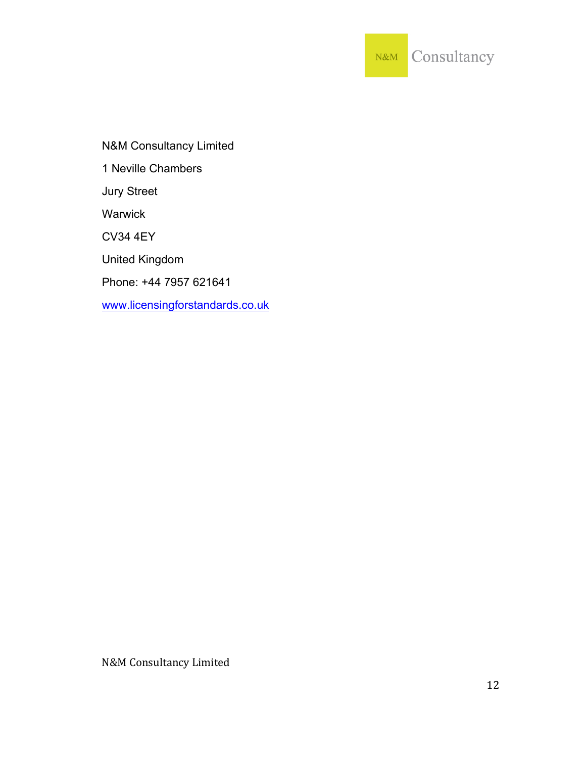N&M Consultancy Limited

1 Neville Chambers

Jury Street

Warwick

CV34 4EY

United Kingdom

Phone: +44 7957 621641

[www.licensingforstandards.co.uk](http://www.licensingforstandards.co.uk)